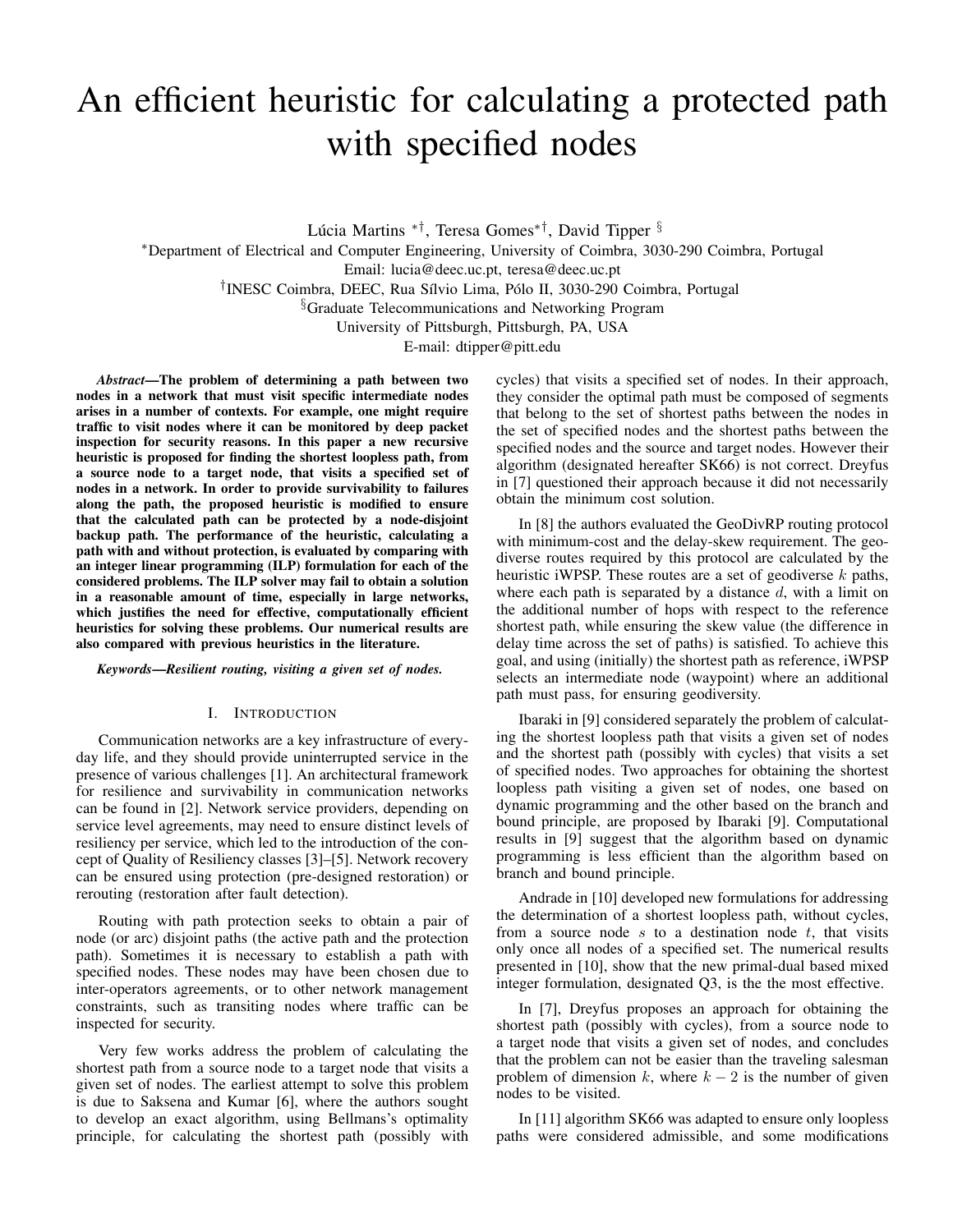# An efficient heuristic for calculating a protected path with specified nodes

Lúcia Martins [*†], Teresa Gomes[*†], David Tipper [§]

[*]Department of Electrical and Computer Engineering, University of Coimbra, 3030-290 Coimbra, Portugal
Email: lucia@deec.uc.pt, teresa@deec.uc.pt

[†]INESC Coimbra, DEEC, Rua Sílvio Lima, Pólo II, 3030-290 Coimbra, Portugal

[§]Graduate Telecommunications and Networking Program
University of Pittsburgh, Pittsburgh, PA, USA
E-mail: dtipper@pitt.edu

***Abstract*—The problem of determining a path between two nodes in a network that must visit specific intermediate nodes arises in a number of contexts. For example, one might require traffic to visit nodes where it can be monitored by deep packet inspection for security reasons. In this paper a new recursive heuristic is proposed for finding the shortest loopless path, from a source node to a target node, that visits a specified set of nodes in a network. In order to provide survivability to failures along the path, the proposed heuristic is modified to ensure that the calculated path can be protected by a node-disjoint backup path. The performance of the heuristic, calculating a path with and without protection, is evaluated by comparing with an integer linear programming (ILP) formulation for each of the considered problems. The ILP solver may fail to obtain a solution in a reasonable amount of time, especially in large networks, which justifies the need for effective, computationally efficient heuristics for solving these problems. Our numerical results are also compared with previous heuristics in the literature.**

***Keywords*—Resilient routing, visiting a given set of nodes.**

## I. INTRODUCTION

Communication networks are a key infrastructure of everyday life, and they should provide uninterrupted service in the presence of various challenges [1]. An architectural framework for resilience and survivability in communication networks can be found in [2]. Network service providers, depending on service level agreements, may need to ensure distinct levels of resiliency per service, which led to the introduction of the concept of Quality of Resiliency classes [3]–[5]. Network recovery can be ensured using protection (pre-designed restoration) or rerouting (restoration after fault detection).

Routing with path protection seeks to obtain a pair of node (or arc) disjoint paths (the active path and the protection path). Sometimes it is necessary to establish a path with specified nodes. These nodes may have been chosen due to inter-operators agreements, or to other network management constraints, such as transiting nodes where traffic can be inspected for security.

Very few works address the problem of calculating the shortest path from a source node to a target node that visits a given set of nodes. The earliest attempt to solve this problem is due to Saksena and Kumar [6], where the authors sought to develop an exact algorithm, using Bellmans's optimality principle, for calculating the shortest path (possibly with cycles) that visits a specified set of nodes. In their approach, they consider the optimal path must be composed of segments that belong to the set of shortest paths between the nodes in the set of specified nodes and the shortest paths between the specified nodes and the source and target nodes. However their algorithm (designated hereafter SK66) is not correct. Dreyfus in [7] questioned their approach because it did not necessarily obtain the minimum cost solution.

In [8] the authors evaluated the GeoDivRP routing protocol with minimum-cost and the delay-skew requirement. The geodiverse routes required by this protocol are calculated by the heuristic iWPSP. These routes are a set of geodiverse $k$ paths, where each path is separated by a distance $d$, with a limit on the additional number of hops with respect to the reference shortest path, while ensuring the skew value (the difference in delay time across the set of paths) is satisfied. To achieve this goal, and using (initially) the shortest path as reference, iWPSP selects an intermediate node (waypoint) where an additional path must pass, for ensuring geodiversity.

Ibaraki in [9] considered separately the problem of calculating the shortest loopless path that visits a given set of nodes and the shortest path (possibly with cycles) that visits a set of specified nodes. Two approaches for obtaining the shortest loopless path visiting a given set of nodes, one based on dynamic programming and the other based on the branch and bound principle, are proposed by Ibaraki [9]. Computational results in [9] suggest that the algorithm based on dynamic programming is less efficient than the algorithm based on branch and bound principle.

Andrade in [10] developed new formulations for addressing the determination of a shortest loopless path, without cycles, from a source node $s$ to a destination node $t$, that visits only once all nodes of a specified set. The numerical results presented in [10], show that the new primal-dual based mixed integer formulation, designated Q3, is the the most effective.

In [7], Dreyfus proposes an approach for obtaining the shortest path (possibly with cycles), from a source node to a target node that visits a given set of nodes, and concludes that the problem can not be easier than the traveling salesman problem of dimension $k$, where $k-2$ is the number of given nodes to be visited.

In [11] algorithm SK66 was adapted to ensure only loopless paths were considered admissible, and some modifications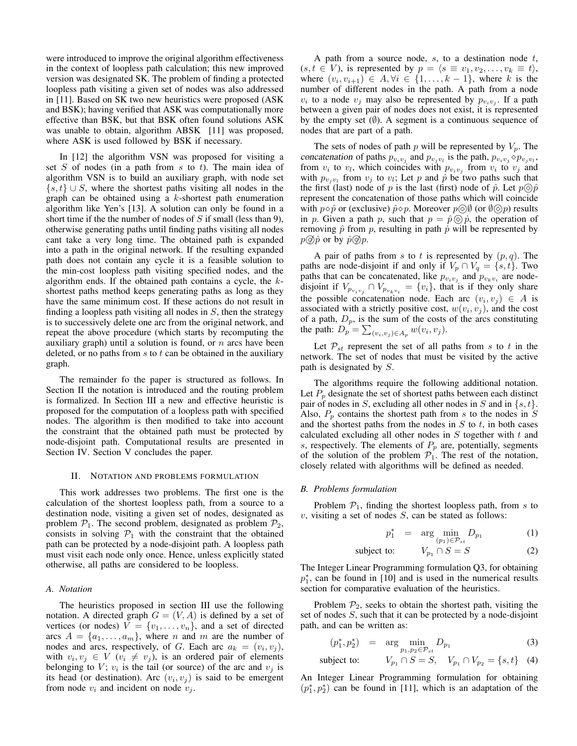were introduced to improve the original algorithm effectiveness in the context of loopless path calculation; this new improved version was designated SK. The problem of finding a protected loopless path visiting a given set of nodes was also addressed in [11]. Based on SK two new heuristics were proposed (ASK and BSK); having verified that ASK was computationally more effective than BSK, but that BSK often found solutions ASK was unable to obtain, algorithm ABSK [11] was proposed, where ASK is used followed by BSK if necessary.

In [12] the algorithm VSN was proposed for visiting a set $S$ of nodes (in a path from $s$ to $t$). The main idea of algorithm VSN is to build an auxiliary graph, with node set $\{s, t\} \cup S$, where the shortest paths visiting all nodes in the graph can be obtained using a $k$-shortest path enumeration algorithm like Yen's [13]. A solution can only be found in a short time if the the number of nodes of $S$ if small (less than 9), otherwise generating paths until finding paths visiting all nodes cant take a very long time. The obtained path is expanded into a path in the original network. If the resulting expanded path does not contain any cycle it is a feasible solution to the min-cost loopless path visiting specified nodes, and the algorithm ends. If the obtained path contains a cycle, the $k$-shortest paths method keeps generating paths as long as they have the same minimum cost. If these actions do not result in finding a loopless path visiting all nodes in $S$, then the strategy is to successively delete one arc from the original network, and repeat the above procedure (which starts by recomputing the auxiliary graph) until a solution is found, or $n$ arcs have been deleted, or no paths from $s$ to $t$ can be obtained in the auxiliary graph.

The remainder fo the paper is structured as follows. In Section II the notation is introduced and the routing problem is formalized. In Section III a new and effective heuristic is proposed for the computation of a loopless path with specified nodes. The algorithm is then modified to take into account the constraint that the obtained path must be protected by node-disjoint path. Computational results are presented in Section IV. Section V concludes the paper.

## II. Notation and problems formulation

This work addresses two problems. The first one is the calculation of the shortest loopless path, from a source to a destination node, visiting a given set of nodes, designated as problem $\mathcal{P}_1$. The second problem, designated as problem $\mathcal{P}_2$, consists in solving $\mathcal{P}_1$ with the constraint that the obtained path can be protected by a node-disjoint path. A loopless path must visit each node only once. Hence, unless explicitly stated otherwise, all paths are considered to be loopless.

### A. Notation

The heuristics proposed in section III use the following notation. A directed graph $G = (V, A)$ is defined by a set of vertices (or nodes) $V = \{v_1, \ldots, v_n\}$, and a set of directed arcs $A = \{a_1, \ldots, a_m\}$, where $n$ and $m$ are the number of nodes and arcs, respectively, of $G$. Each arc $a_k = (v_i, v_j)$, with $v_i, v_j \in V$ ($v_i \neq v_j$), is an ordered pair of elements belonging to $V$; $v_i$ is the tail (or source) of the arc and $v_j$ is its head (or destination). Arc $(v_i, v_j)$ is said to be emergent from node $v_i$ and incident on node $v_j$.

A path from a source node, $s$, to a destination node $t$, $(s, t \in V)$, is represented by $p = \langle s \equiv v_1, v_2, \ldots, v_k \equiv t \rangle$, where $(v_i, v_{i+1}) \in A, \forall i \in \{1, \ldots, k-1\}$, where $k$ is the number of different nodes in the path. A path from a node $v_i$ to a node $v_j$ may also be represented by $p_{v_i v_j}$. If a path between a given pair of nodes does not exist, it is represented by the empty set ($\emptyset$). A segment is a continuous sequence of nodes that are part of a path.

The sets of nodes of path $p$ will be represented by $V_p$. The concatenation of paths $p_{v_i v_j}$ and $p_{v_j v_l}$ is the path, $p_{v_i v_j} \diamond p_{v_j v_l}$, from $v_i$ to $v_l$, which coincides with $p_{v_i v_j}$ from $v_i$ to $v_j$ and with $p_{v_j v_l}$ from $v_j$ to $v_l$; Let $p$ and $\hat{p}$ be two paths such that the first (last) node of $p$ is the last (first) node of $\hat{p}$. Let $p \circledcirc \hat{p}$ represent the concatenation of those paths which will coincide with $p \diamond \hat{p}$ or (exclusive) $\hat{p} \diamond p$. Moreover $p \circledcirc \emptyset$ (or $\emptyset \circledcirc p$) results in $p$. Given a path $p$, such that $p = \hat{p} \circledcirc \dot{p}$, the operation of removing $\hat{p}$ from $p$, resulting in path $\dot{p}$ will be represented by $p \oslash \hat{p}$ or by $\hat{p} \oslash p$.

A pair of paths from $s$ to $t$ is represented by $(p, q)$. The paths are node-disjoint if and only if $V_p \cap V_q = \{s, t\}$. Two paths that can be concatenated, like $p_{v_i v_j}$ and $p_{v_k v_i}$ are node-disjoint if $V_{p_{v_i v_j}} \cap V_{p_{v_k v_i}} = \{v_i\}$, that is if they only share the possible concatenation node. Each arc $(v_i, v_j) \in A$ is associated with a strictly positive cost, $w(v_i, v_j)$, and the cost of a path, $D_p$, is the sum of the costs of the arcs constituting the path: $D_p = \sum_{(v_i, v_j) \in A_p} w(v_i, v_j)$.

Let $\mathcal{P}_{st}$ represent the set of all paths from $s$ to $t$ in the network. The set of nodes that must be visited by the active path is designated by $S$.

The algorithms require the following additional notation. Let $P_p$ designate the set of shortest paths between each distinct pair of nodes in $S$, excluding all other nodes in $S$ and in $\{s, t\}$. Also, $P_p$ contains the shortest path from $s$ to the nodes in $S$ and the shortest paths from the nodes in $S$ to $t$, in both cases calculated excluding all other nodes in $S$ together with $t$ and $s$, respectively. The elements of $P_p$ are, potentially, segments of the solution of the problem $\mathcal{P}_1$. The rest of the notation, closely related with algorithms will be defined as needed.

### B. Problems formulation

Problem $\mathcal{P}_1$, finding the shortest loopless path, from $s$ to $v$, visiting a set of nodes $S$, can be stated as follows:

$$p_1^* = \arg \min_{(p_1) \in \mathcal{P}_{st}} D_{p_1} \tag{1}$$

$$\text{subject to:} \quad V_{p_1} \cap S = S \tag{2}$$

The Integer Linear Programming formulation Q3, for obtaining $p_1^*$, can be found in [10] and is used in the numerical results section for comparative evaluation of the heuristics.

Problem $\mathcal{P}_2$, seeks to obtain the shortest path, visiting the set of nodes $S$, such that it can be protected by a node-disjoint path, and can be written as:

$$(p_1^*, p_2^*) = \arg \min_{p_1, p_2 \in \mathcal{P}_{st}} D_{p_1} \tag{3}$$

$$\text{subject to:} \quad V_{p_1} \cap S = S, \quad V_{p_1} \cap V_{p_2} = \{s, t\} \tag{4}$$

An Integer Linear Programming formulation for obtaining $(p_1^*, p_2^*)$ can be found in [11], which is an adaptation of the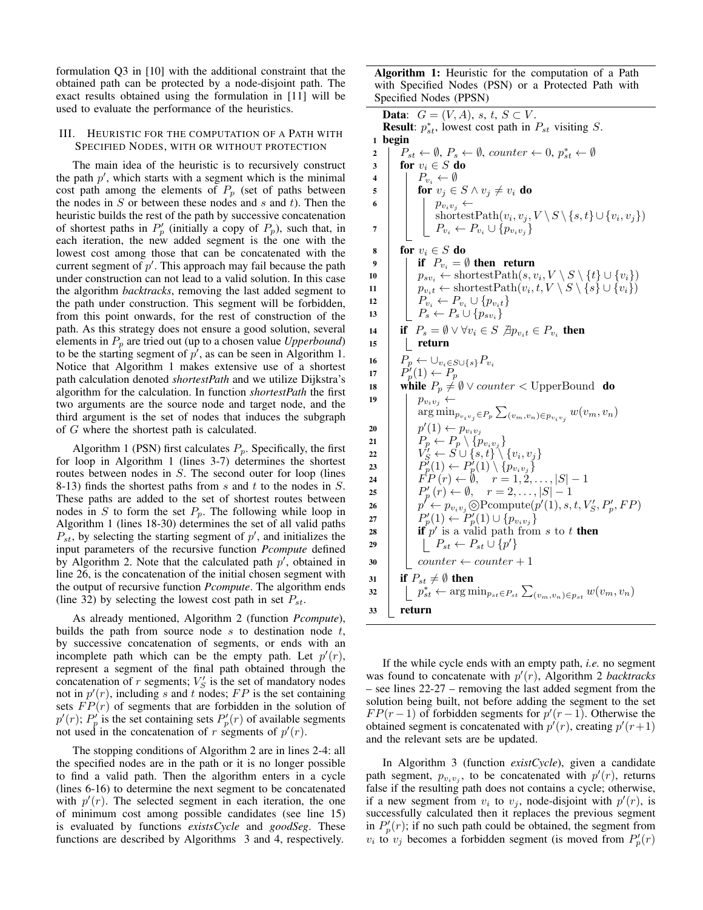formulation Q3 in [10] with the additional constraint that the obtained path can be protected by a node-disjoint path. The exact results obtained using the formulation in [11] will be used to evaluate the performance of the heuristics.

## III. Heuristic for the computation of a Path with Specified Nodes, with or without protection

The main idea of the heuristic is to recursively construct the path $p'$, which starts with a segment which is the minimal cost path among the elements of $P_p$ (set of paths between the nodes in $S$ or between these nodes and $s$ and $t$). Then the heuristic builds the rest of the path by successive concatenation of shortest paths in $P'_p$ (initially a copy of $P_p$), such that, in each iteration, the new added segment is the one with the lowest cost among those that can be concatenated with the current segment of $p'$. This approach may fail because the path under construction can not lead to a valid solution. In this case the algorithm *backtracks*, removing the last added segment to the path under construction. This segment will be forbidden, from this point onwards, for the rest of construction of the path. As this strategy does not ensure a good solution, several elements in $P_p$ are tried out (up to a chosen value *Upperbound*) to be the starting segment of $p'$, as can be seen in Algorithm 1. Notice that Algorithm 1 makes extensive use of a shortest path calculation denoted *shortestPath* and we utilize Dijkstra's algorithm for the calculation. In function *shortestPath* the first two arguments are the source node and target node, and the third argument is the set of nodes that induces the subgraph of $G$ where the shortest path is calculated.

Algorithm 1 (PSN) first calculates $P_p$. Specifically, the first for loop in Algorithm 1 (lines 3-7) determines the shortest routes between nodes in $S$. The second outer for loop (lines 8-13) finds the shortest paths from $s$ and $t$ to the nodes in $S$. These paths are added to the set of shortest routes between nodes in $S$ to form the set $P_p$. The following while loop in Algorithm 1 (lines 18-30) determines the set of all valid paths $P_{st}$, by selecting the starting segment of $p'$, and initializes the input parameters of the recursive function *Pcompute* defined by Algorithm 2. Note that the calculated path $p'$, obtained in line 26, is the concatenation of the initial chosen segment with the output of recursive function *Pcompute*. The algorithm ends (line 32) by selecting the lowest cost path in set $P_{st}$.

As already mentioned, Algorithm 2 (function *Pcompute*), builds the path from source node $s$ to destination node $t$, by successive concatenation of segments, or ends with an incomplete path which can be the empty path. Let $p'(r)$, represent a segment of the final path obtained through the concatenation of $r$ segments; $V'_S$ is the set of mandatory nodes not in $p'(r)$, including $s$ and $t$ nodes; $FP$ is the set containing sets $FP(r)$ of segments that are forbidden in the solution of $p'(r)$; $P'_p$ is the set containing sets $P'_p(r)$ of available segments not used in the concatenation of $r$ segments of $p'(r)$.

The stopping conditions of Algorithm 2 are in lines 2-4: all the specified nodes are in the path or it is no longer possible to find a valid path. Then the algorithm enters in a cycle (lines 6-16) to determine the next segment to be concatenated with $p'(r)$. The selected segment in each iteration, the one of minimum cost among possible candidates (see line 15) is evaluated by functions *existsCycle* and *goodSeg*. These functions are described by Algorithms 3 and 4, respectively.

**Algorithm 1:** Heuristic for the computation of a Path with Specified Nodes (PSN) or a Protected Path with Specified Nodes (PPSN)

```
Data: G = (V, A), s, t, S ⊂ V.
Result: p*_st, lowest cost path in P_st visiting S.
1  begin
2    P_st ← ∅, P_s ← ∅, counter ← 0, p*_st ← ∅
3    for v_i ∈ S do
4      P_{v_i} ← ∅
5      for v_j ∈ S ∧ v_j ≠ v_i do
6        p_{v_i v_j} ← shortestPath(v_i, v_j, V \ S \ {s,t} ∪ {v_i, v_j})
7        P_{v_i} ← P_{v_i} ∪ {p_{v_i v_j}}
8    for v_i ∈ S do
9      if P_{v_i} = ∅ then return
10     p_{s v_i} ← shortestPath(s, v_i, V \ S \ {t} ∪ {v_i})
11     p_{v_i t} ← shortestPath(v_i, t, V \ S \ {s} ∪ {v_i})
12     P_{v_i} ← P_{v_i} ∪ {p_{v_i t}}
13     P_s ← P_s ∪ {p_{s v_i}}
14   if P_s = ∅ ∨ ∀v_i ∈ S ∄p_{v_i t} ∈ P_{v_i} then
15     return
16   P_p ← ∪_{v_i ∈ S ∪ {s}} P_{v_i}
17   P'_p(1) ← P_p
18   while P_p ≠ ∅ ∨ counter < UpperBound do
19     p_{v_i v_j} ← argmin_{p_{v_i v_j} ∈ P_p} Σ_{(v_m,v_n) ∈ p_{v_i v_j}} w(v_m, v_n)
20     p'(1) ← p_{v_i v_j}
21     P_p ← P_p \ {p_{v_i v_j}}
22     V'_S ← S ∪ {s,t} \ {v_i, v_j}
23     P'_p(1) ← P'_p(1) \ {p_{v_i v_j}}
24     FP(r) ← ∅,   r = 1, 2, ..., |S| − 1
25     P'_p(r) ← ∅,   r = 2, ..., |S| − 1
26     p' ← p_{v_i v_j} ⊚ Pcompute(p'(1), s, t, V'_S, P'_p, FP)
27     P'_p(1) ← P'_p(1) ∪ {p_{v_i v_j}}
28     if p' is a valid path from s to t then
29       P_st ← P_st ∪ {p'}
30     counter ← counter + 1
31   if P_st ≠ ∅ then
32     p*_st ← argmin_{p_st ∈ P_st} Σ_{(v_m,v_n) ∈ p_st} w(v_m, v_n)
33   return
```

If the while cycle ends with an empty path, *i.e.* no segment was found to concatenate with $p'(r)$, Algorithm 2 *backtracks* – see lines 22-27 – removing the last added segment from the solution being built, not before adding the segment to the set $FP(r-1)$ of forbidden segments for $p'(r-1)$. Otherwise the obtained segment is concatenated with $p'(r)$, creating $p'(r+1)$ and the relevant sets are be updated.

In Algorithm 3 (function *existCycle*), given a candidate path segment, $p_{v_iv_j}$, to be concatenated with $p'(r)$, returns false if the resulting path does not contains a cycle; otherwise, if a new segment from $v_i$ to $v_j$, node-disjoint with $p'(r)$, is successfully calculated then it replaces the previous segment in $P'_p(r)$; if no such path could be obtained, the segment from $v_i$ to $v_j$ becomes a forbidden segment (is moved from $P'_p(r)$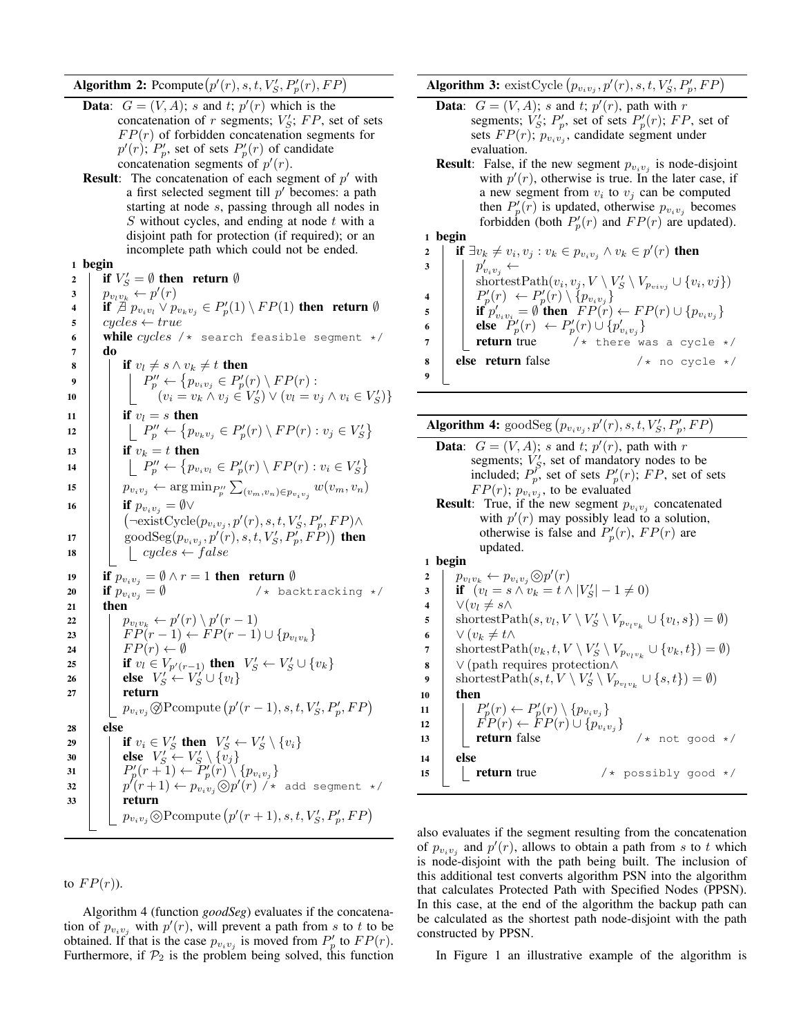**Algorithm 2:** Pcompute$\big(p'(r), s, t, V_S', P_p'(r), FP\big)$

**Data**: $G = (V, A)$; $s$ and $t$; $p'(r)$ which is the concatenation of $r$ segments; $V_S'$; $FP$, set of sets $FP(r)$ of forbidden concatenation segments for $p'(r)$; $P_p'$, set of sets $P_p'(r)$ of candidate concatenation segments of $p'(r)$.

**Result**: The concatenation of each segment of $p'$ with a first selected segment till $p'$ becomes: a path starting at node $s$, passing through all nodes in $S$ without cycles, and ending at node $t$ with a disjoint path for protection (if required); or an incomplete path which could not be ended.

```
1  begin
2    if V'_S = ∅ then return ∅
3    p_{v_l v_k} ← p'(r)
4    if ∄ p_{v_i v_l} ∨ p_{v_k v_j} ∈ P'_p(1) \ FP(1) then return ∅
5    cycles ← true
6    while cycles /* search feasible segment */
7    do
8      if v_l ≠ s ∧ v_k ≠ t then
9        P''_p ← {p_{v_i v_j} ∈ P'_p(r) \ FP(r) :
10           (v_i = v_k ∧ v_j ∈ V'_S) ∨ (v_l = v_j ∧ v_i ∈ V'_S)}
11     if v_l = s then
12       P''_p ← {p_{v_k v_j} ∈ P'_p(r) \ FP(r) : v_j ∈ V'_S}
13     if v_k = t then
14       P''_p ← {p_{v_i v_l} ∈ P'_p(r) \ FP(r) : v_i ∈ V'_S}
15     p_{v_i v_j} ← argmin_{P''_p} Σ_{(v_m,v_n)∈p_{v_i v_j}} w(v_m, v_n)
16     if p_{v_i v_j} = ∅ ∨
         (¬existCycle(p_{v_i v_j}, p'(r), s, t, V'_S, P'_p, FP) ∧
17        goodSeg(p_{v_i v_j}, p'(r), s, t, V'_S, P'_p, FP)) then
18       cycles ← false
19   if p_{v_i v_j} = ∅ ∧ r = 1 then return ∅
20   if p_{v_i v_j} = ∅                    /* backtracking */
21   then
22     p_{v_l v_k} ← p'(r) \ p'(r − 1)
23     FP(r − 1) ← FP(r − 1) ∪ {p_{v_l v_k}}
24     FP(r) ← ∅
25     if v_l ∈ V_{p'(r−1)} then V'_S ← V'_S ∪ {v_k}
26     else V'_S ← V'_S ∪ {v_l}
27     return
         p_{v_i v_j} ⊗ Pcompute(p'(r − 1), s, t, V'_S, P'_p, FP)
28   else
29     if v_i ∈ V'_S then V'_S ← V'_S \ {v_i}
30     else V'_S ← V'_S \ {v_j}
31     P'_p(r + 1) ← P'_p(r) \ {p_{v_i v_j}}
32     p'(r + 1) ← p_{v_i v_j} ⊗ p'(r) /* add segment */
33     return
         p_{v_i v_j} ⊗ Pcompute(p'(r + 1), s, t, V'_S, P'_p, FP)
```

to $FP(r)$).

Algorithm 4 (function *goodSeg*) evaluates if the concatenation of $p_{v_i v_j}$ with $p'(r)$, will prevent a path from $s$ to $t$ to be obtained. If that is the case $p_{v_i v_j}$ is moved from $P_p'$ to $FP(r)$. Furthermore, if $\mathcal{P}_2$ is the problem being solved, this function also evaluates if the segment resulting from the concatenation of $p_{v_i v_j}$ and $p'(r)$, allows to obtain a path from $s$ to $t$ which is node-disjoint with the path being built. The inclusion of this additional test converts algorithm PSN into the algorithm that calculates Protected Path with Specified Nodes (PPSN). In this case, at the end of the algorithm the backup path can be calculated as the shortest path node-disjoint with the path constructed by PPSN.

In Figure 1 an illustrative example of the algorithm is

**Algorithm 3:** existCycle $\big(p_{v_i v_j}, p'(r), s, t, V_S', P_p', FP\big)$

**Data**: $G = (V, A)$; $s$ and $t$; $p'(r)$, path with $r$ segments; $V_S'$; $P_p'$, set of sets $P_p'(r)$; $FP$, set of sets $FP(r)$; $p_{v_i v_j}$, candidate segment under evaluation.

**Result**: False, if the new segment $p_{v_i v_j}$ is node-disjoint with $p'(r)$, otherwise is true. In the later case, if a new segment from $v_i$ to $v_j$ can be computed then $P_p'(r)$ is updated, otherwise $p_{v_i v_j}$ becomes forbidden (both $P_p'(r)$ and $FP(r)$ are updated).

```
1  begin
2    if ∃v_k ≠ v_i, v_j : v_k ∈ p_{v_i v_j} ∧ v_k ∈ p'(r) then
3      p'_{v_i v_j} ←
         shortestPath(v_i, v_j, V \ V'_S \ V_{p_{v_i v_j}} ∪ {v_i, vj})
4      P'_p(r) ← P'_p(r) \ {p_{v_i v_j}}
5      if p'_{v_i v_j} = ∅ then FP(r) ← FP(r) ∪ {p_{v_i v_j}}
6      else P'_p(r) ← P'_p(r) ∪ {p'_{v_i v_j}}
7      return true          /* there was a cycle */
8    else return false                /* no cycle */
9
```

**Algorithm 4:** goodSeg $\big(p_{v_i v_j}, p'(r), s, t, V_S', P_p', FP\big)$

**Data**: $G = (V, A)$; $s$ and $t$; $p'(r)$, path with $r$ segments; $V_S'$, set of mandatory nodes to be included; $P_p'$, set of sets $P_p'(r)$; $FP$, set of sets $FP(r)$; $p_{v_i v_j}$, to be evaluated

**Result**: True, if the new segment $p_{v_i v_j}$ concatenated with $p'(r)$ may possibly lead to a solution, otherwise is false and $P_p'(r)$, $FP(r)$ are updated.

```
1  begin
2    p_{v_l v_k} ← p_{v_i v_j} ⊗ p'(r)
3    if (v_l = s ∧ v_k = t ∧ |V'_S| − 1 ≠ 0)
4    ∨(v_l ≠ s∧
5    shortestPath(s, v_l, V \ V'_S \ V_{p_{v_l v_k}} ∪ {v_l, s}) = ∅)
6    ∨ (v_k ≠ t∧
7    shortestPath(v_k, t, V \ V'_S \ V_{p_{v_l v_k}} ∪ {v_k, t}) = ∅)
8    ∨ (path requires protection∧
9    shortestPath(s, t, V \ V'_S \ V_{p_{v_l v_k}} ∪ {s, t}) = ∅)
10   then
11     P'_p(r) ← P'_p(r) \ {p_{v_i v_j}}
12     FP(r) ← FP(r) ∪ {p_{v_i v_j}}
13     return false                  /* not good */
14   else
15     return true            /* possibly good */
```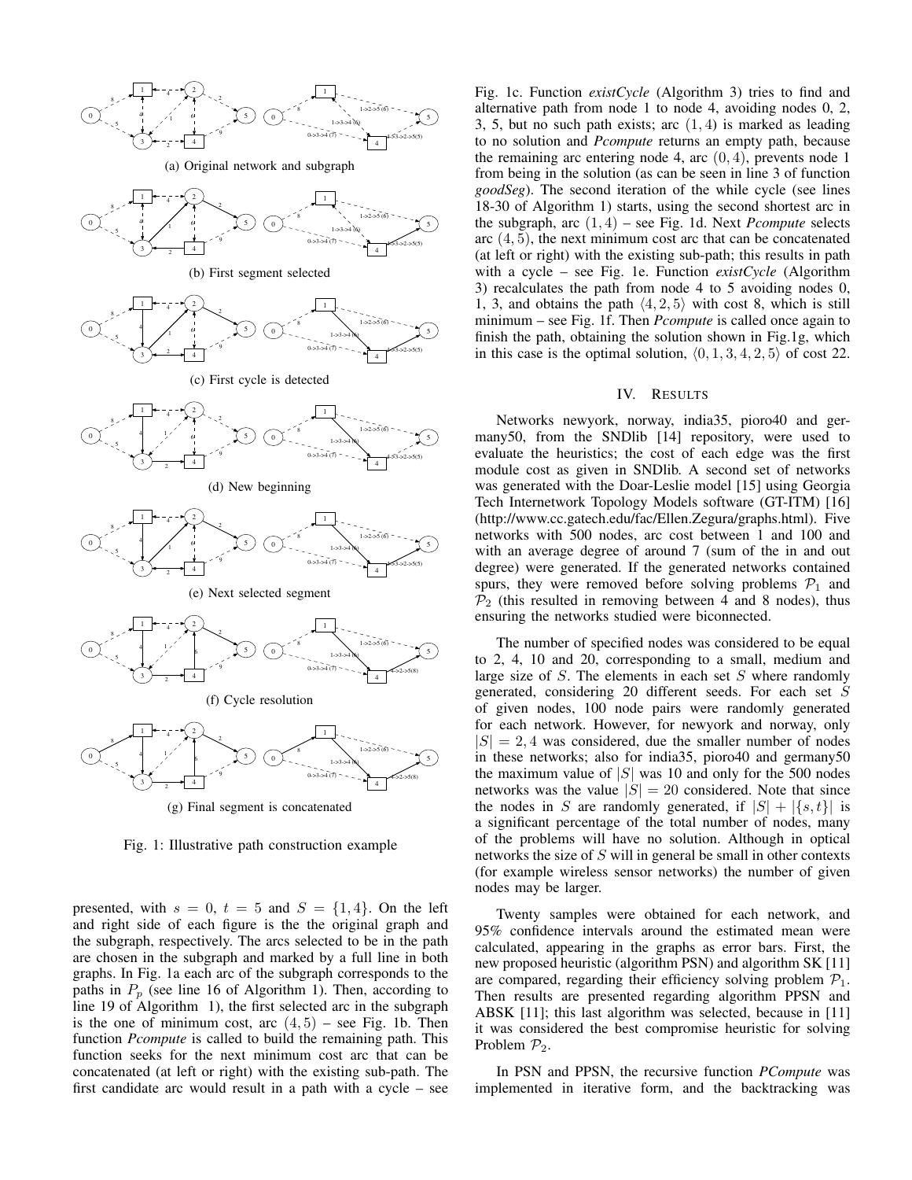(a) Original network and subgraph

(b) First segment selected

(c) First cycle is detected

(d) New beginning

(e) Next selected segment

(f) Cycle resolution

(g) Final segment is concatenated

Fig. 1: Illustrative path construction example

presented, with $s = 0$, $t = 5$ and $S = \{1, 4\}$. On the left and right side of each figure is the the original graph and the subgraph, respectively. The arcs selected to be in the path are chosen in the subgraph and marked by a full line in both graphs. In Fig. 1a each arc of the subgraph corresponds to the paths in $P_p$ (see line 16 of Algorithm 1). Then, according to line 19 of Algorithm 1), the first selected arc in the subgraph is the one of minimum cost, arc $(4, 5)$ – see Fig. 1b. Then function *Pcompute* is called to build the remaining path. This function seeks for the next minimum cost arc that can be concatenated (at left or right) with the existing sub-path. The first candidate arc would result in a path with a cycle – see Fig. 1c. Function *existCycle* (Algorithm 3) tries to find and alternative path from node 1 to node 4, avoiding nodes 0, 2, 3, 5, but no such path exists; arc $(1, 4)$ is marked as leading to no solution and *Pcompute* returns an empty path, because the remaining arc entering node 4, arc $(0, 4)$, prevents node 1 from being in the solution (as can be seen in line 3 of function *goodSeg*). The second iteration of the while cycle (see lines 18-30 of Algorithm 1) starts, using the second shortest arc in the subgraph, arc $(1, 4)$ – see Fig. 1d. Next *Pcompute* selects arc $(4, 5)$, the next minimum cost arc that can be concatenated (at left or right) with the existing sub-path; this results in path with a cycle – see Fig. 1e. Function *existCycle* (Algorithm 3) recalculates the path from node 4 to 5 avoiding nodes 0, 1, 3, and obtains the path $\langle 4, 2, 5\rangle$ with cost 8, which is still minimum – see Fig. 1f. Then *Pcompute* is called once again to finish the path, obtaining the solution shown in Fig.1g, which in this case is the optimal solution, $\langle 0, 1, 3, 4, 2, 5\rangle$ of cost 22.

## IV. Results

Networks newyork, norway, india35, pioro40 and germany50, from the SNDlib [14] repository, were used to evaluate the heuristics; the cost of each edge was the first module cost as given in SNDlib. A second set of networks was generated with the Doar-Leslie model [15] using Georgia Tech Internetwork Topology Models software (GT-ITM) [16] (http://www.cc.gatech.edu/fac/Ellen.Zegura/graphs.html). Five networks with 500 nodes, arc cost between 1 and 100 and with an average degree of around 7 (sum of the in and out degree) were generated. If the generated networks contained spurs, they were removed before solving problems $\mathcal{P}_1$ and $\mathcal{P}_2$ (this resulted in removing between 4 and 8 nodes), thus ensuring the networks studied were biconnected.

The number of specified nodes was considered to be equal to 2, 4, 10 and 20, corresponding to a small, medium and large size of $S$. The elements in each set $S$ where randomly generated, considering 20 different seeds. For each set $S$ of given nodes, 100 node pairs were randomly generated for each network. However, for newyork and norway, only $|S| = 2, 4$ was considered, due the smaller number of nodes in these networks; also for india35, pioro40 and germany50 the maximum value of $|S|$ was 10 and only for the 500 nodes networks was the value $|S| = 20$ considered. Note that since the nodes in $S$ are randomly generated, if $|S| + |\{s, t\}|$ is a significant percentage of the total number of nodes, many of the problems will have no solution. Although in optical networks the size of $S$ will in general be small in other contexts (for example wireless sensor networks) the number of given nodes may be larger.

Twenty samples were obtained for each network, and 95% confidence intervals around the estimated mean were calculated, appearing in the graphs as error bars. First, the new proposed heuristic (algorithm PSN) and algorithm SK [11] are compared, regarding their efficiency solving problem $\mathcal{P}_1$. Then results are presented regarding algorithm PPSN and ABSK [11]; this last algorithm was selected, because in [11] it was considered the best compromise heuristic for solving Problem $\mathcal{P}_2$.

In PSN and PPSN, the recursive function *PCompute* was implemented in iterative form, and the backtracking was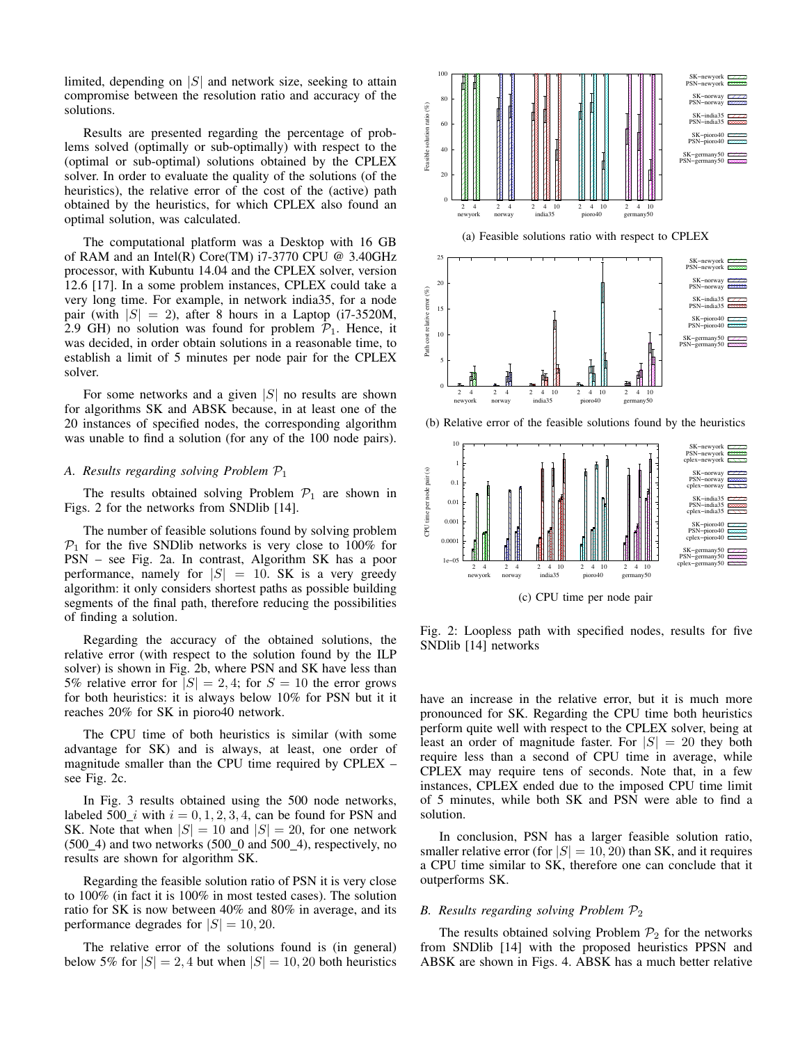limited, depending on $|S|$ and network size, seeking to attain compromise between the resolution ratio and accuracy of the solutions.

Results are presented regarding the percentage of problems solved (optimally or sub-optimally) with respect to the (optimal or sub-optimal) solutions obtained by the CPLEX solver. In order to evaluate the quality of the solutions (of the heuristics), the relative error of the cost of the (active) path obtained by the heuristics, for which CPLEX also found an optimal solution, was calculated.

The computational platform was a Desktop with 16 GB of RAM and an Intel(R) Core(TM) i7-3770 CPU @ 3.40GHz processor, with Kubuntu 14.04 and the CPLEX solver, version 12.6 [17]. In a some problem instances, CPLEX could take a very long time. For example, in network india35, for a node pair (with $|S| = 2$), after 8 hours in a Laptop (i7-3520M, 2.9 GH) no solution was found for problem $\mathcal{P}_1$. Hence, it was decided, in order obtain solutions in a reasonable time, to establish a limit of 5 minutes per node pair for the CPLEX solver.

For some networks and a given $|S|$ no results are shown for algorithms SK and ABSK because, in at least one of the 20 instances of specified nodes, the corresponding algorithm was unable to find a solution (for any of the 100 node pairs).

### A. Results regarding solving Problem $\mathcal{P}_1$

The results obtained solving Problem $\mathcal{P}_1$ are shown in Figs. 2 for the networks from SNDlib [14].

The number of feasible solutions found by solving problem $\mathcal{P}_1$ for the five SNDlib networks is very close to 100% for PSN – see Fig. 2a. In contrast, Algorithm SK has a poor performance, namely for $|S| = 10$. SK is a very greedy algorithm: it only considers shortest paths as possible building segments of the final path, therefore reducing the possibilities of finding a solution.

Regarding the accuracy of the obtained solutions, the relative error (with respect to the solution found by the ILP solver) is shown in Fig. 2b, where PSN and SK have less than 5% relative error for $|S| = 2, 4$; for $S = 10$ the error grows for both heuristics: it is always below 10% for PSN but it it reaches 20% for SK in pioro40 network.

The CPU time of both heuristics is similar (with some advantage for SK) and is always, at least, one order of magnitude smaller than the CPU time required by CPLEX – see Fig. 2c.

In Fig. 3 results obtained using the 500 node networks, labeled 500_$i$ with $i = 0, 1, 2, 3, 4$, can be found for PSN and SK. Note that when $|S| = 10$ and $|S| = 20$, for one network (500_4) and two networks (500_0 and 500_4), respectively, no results are shown for algorithm SK.

Regarding the feasible solution ratio of PSN it is very close to 100% (in fact it is 100% in most tested cases). The solution ratio for SK is now between 40% and 80% in average, and its performance degrades for $|S| = 10, 20$.

The relative error of the solutions found is (in general) below 5% for $|S| = 2, 4$ but when $|S| = 10, 20$ both heuristics

(a) Feasible solutions ratio with respect to CPLEX

(b) Relative error of the feasible solutions found by the heuristics

(c) CPU time per node pair

Fig. 2: Loopless path with specified nodes, results for five SNDlib [14] networks

have an increase in the relative error, but it is much more pronounced for SK. Regarding the CPU time both heuristics perform quite well with respect to the CPLEX solver, being at least an order of magnitude faster. For $|S| = 20$ they both require less than a second of CPU time in average, while CPLEX may require tens of seconds. Note that, in a few instances, CPLEX ended due to the imposed CPU time limit of 5 minutes, while both SK and PSN were able to find a solution.

In conclusion, PSN has a larger feasible solution ratio, smaller relative error (for $|S| = 10, 20$) than SK, and it requires a CPU time similar to SK, therefore one can conclude that it outperforms SK.

### B. Results regarding solving Problem $\mathcal{P}_2$

The results obtained solving Problem $\mathcal{P}_2$ for the networks from SNDlib [14] with the proposed heuristics PPSN and ABSK are shown in Figs. 4. ABSK has a much better relative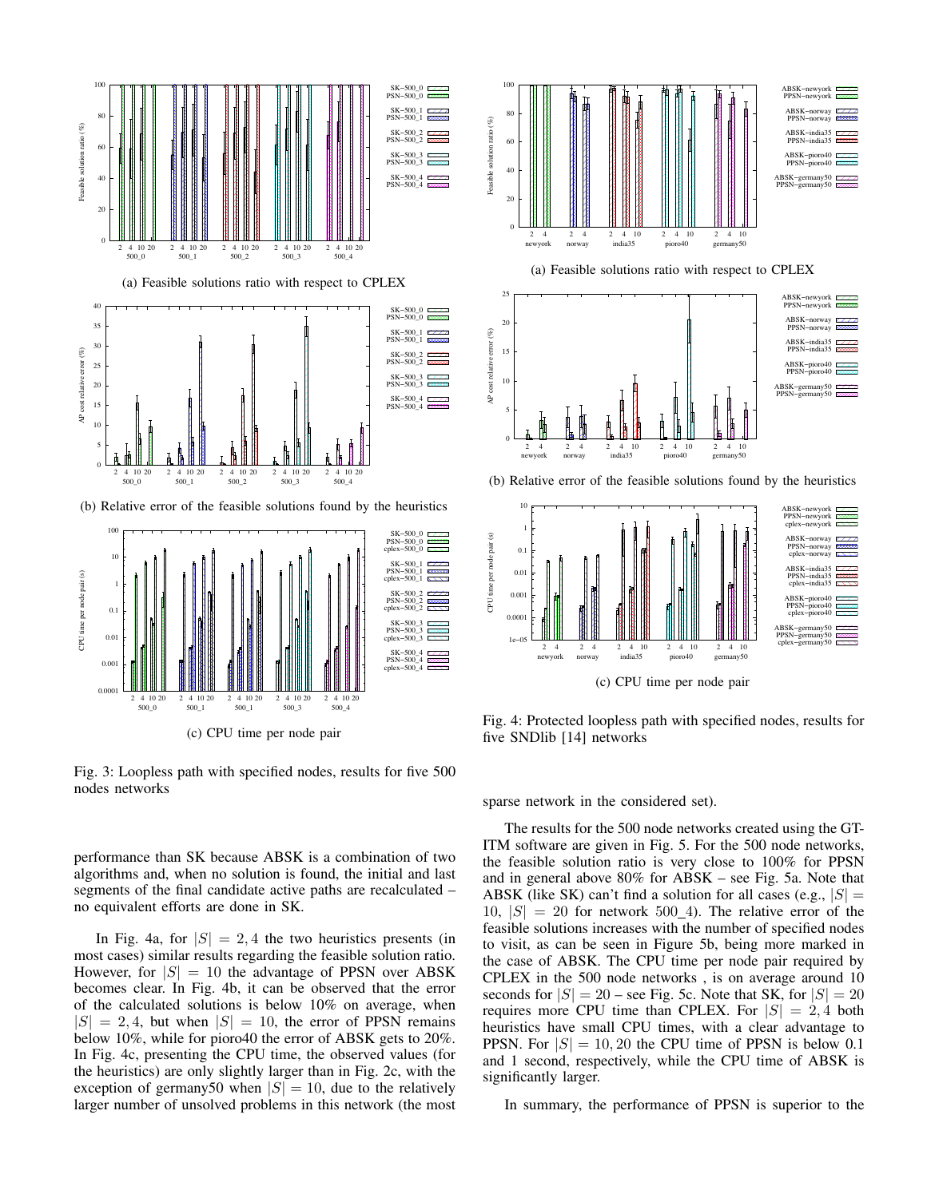(a) Feasible solutions ratio with respect to CPLEX

(b) Relative error of the feasible solutions found by the heuristics

(c) CPU time per node pair

Fig. 3: Loopless path with specified nodes, results for five 500 nodes networks

(a) Feasible solutions ratio with respect to CPLEX

(b) Relative error of the feasible solutions found by the heuristics

(c) CPU time per node pair

Fig. 4: Protected loopless path with specified nodes, results for five SNDlib [14] networks

performance than SK because ABSK is a combination of two algorithms and, when no solution is found, the initial and last segments of the final candidate active paths are recalculated – no equivalent efforts are done in SK.

In Fig. 4a, for $|S| = 2, 4$ the two heuristics presents (in most cases) similar results regarding the feasible solution ratio. However, for $|S| = 10$ the advantage of PPSN over ABSK becomes clear. In Fig. 4b, it can be observed that the error of the calculated solutions is below 10% on average, when $|S| = 2, 4$, but when $|S| = 10$, the error of PPSN remains below 10%, while for pioro40 the error of ABSK gets to 20%. In Fig. 4c, presenting the CPU time, the observed values (for the heuristics) are only slightly larger than in Fig. 2c, with the exception of germany50 when $|S| = 10$, due to the relatively larger number of unsolved problems in this network (the most sparse network in the considered set).

The results for the 500 node networks created using the GT-ITM software are given in Fig. 5. For the 500 node networks, the feasible solution ratio is very close to 100% for PPSN and in general above 80% for ABSK – see Fig. 5a. Note that ABSK (like SK) can't find a solution for all cases (e.g., $|S| = 10$, $|S| = 20$ for network 500_4). The relative error of the feasible solutions increases with the number of specified nodes to visit, as can be seen in Figure 5b, being more marked in the case of ABSK. The CPU time per node pair required by CPLEX in the 500 node networks , is on average around 10 seconds for $|S| = 20$ – see Fig. 5c. Note that SK, for $|S| = 20$ requires more CPU time than CPLEX. For $|S| = 2, 4$ both heuristics have small CPU times, with a clear advantage to PPSN. For $|S| = 10, 20$ the CPU time of PPSN is below 0.1 and 1 second, respectively, while the CPU time of ABSK is significantly larger.

In summary, the performance of PPSN is superior to the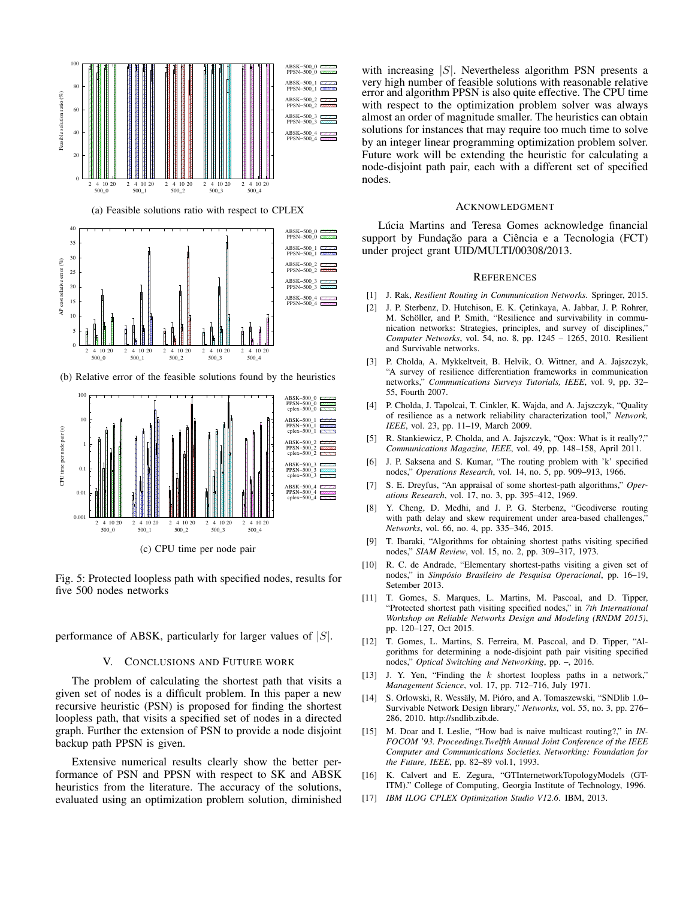Feasible solution ratio (%)

100
80
60
40
20
0

2 4 10 20 2 4 10 20 2 4 10 20 2 4 10 20 2 4 10 20
500_0 500_1 500_2 500_3 500_4

ABSK−500_0
PPSN−500_0
ABSK−500_1
PPSN−500_1
ABSK−500_2
PPSN−500_2
ABSK−500_3
PPSN−500_3
ABSK−500_4
PPSN−500_4

(a) Feasible solutions ratio with respect to CPLEX

AP cost relative error (%)

40
35
30
25
20
15
10
5
0

2 4 10 20 2 4 10 20 2 4 10 20 2 4 10 20 2 4 10 20
500_0 500_1 500_2 500_3 500_4

ABSK−500_0
PPSN−500_0
ABSK−500_1
PPSN−500_1
ABSK−500_2
PPSN−500_2
ABSK−500_3
PPSN−500_3
ABSK−500_4
PPSN−500_4

(b) Relative error of the feasible solutions found by the heuristics

CPU time per node pair (s)

100
10
1
0.1
0.01
0.001

2 4 10 20 2 4 10 20 2 4 10 20 2 4 10 20 2 4 10 20
500_0 500_1 500_2 500_3 500_4

ABSK−500_0
PPSN−500_0
cplex−500_0
ABSK−500_1
PPSN−500_1
cplex−500_1
ABSK−500_2
PPSN−500_2
cplex−500_2
ABSK−500_3
PPSN−500_3
cplex−500_3
ABSK−500_4
PPSN−500_4
cplex−500_4

(c) CPU time per node pair

Fig. 5: Protected loopless path with specified nodes, results for five 500 nodes networks

performance of ABSK, particularly for larger values of $|S|$.

## V. Conclusions and Future work

The problem of calculating the shortest path that visits a given set of nodes is a difficult problem. In this paper a new recursive heuristic (PSN) is proposed for finding the shortest loopless path, that visits a specified set of nodes in a directed graph. Further the extension of PSN to provide a node disjoint backup path PPSN is given.

Extensive numerical results clearly show the better performance of PSN and PPSN with respect to SK and ABSK heuristics from the literature. The accuracy of the solutions, evaluated using an optimization problem solution, diminished with increasing $|S|$. Nevertheless algorithm PSN presents a very high number of feasible solutions with reasonable relative error and algorithm PPSN is also quite effective. The CPU time with respect to the optimization problem solver was always almost an order of magnitude smaller. The heuristics can obtain solutions for instances that may require too much time to solve by an integer linear programming optimization problem solver. Future work will be extending the heuristic for calculating a node-disjoint path pair, each with a different set of specified nodes.

## Acknowledgment

Lúcia Martins and Teresa Gomes acknowledge financial support by Fundação para a Ciência e a Tecnologia (FCT) under project grant UID/MULTI/00308/2013.

## References

[1] J. Rak, *Resilient Routing in Communication Networks*. Springer, 2015.

[2] J. P. Sterbenz, D. Hutchison, E. K. Çetinkaya, A. Jabbar, J. P. Rohrer, M. Schöller, and P. Smith, "Resilience and survivability in communication networks: Strategies, principles, and survey of disciplines," *Computer Networks*, vol. 54, no. 8, pp. 1245 – 1265, 2010. Resilient and Survivable networks.

[3] P. Cholda, A. Mykkeltveit, B. Helvik, O. Wittner, and A. Jajszczyk, "A survey of resilience differentiation frameworks in communication networks," *Communications Surveys Tutorials, IEEE*, vol. 9, pp. 32–55, Fourth 2007.

[4] P. Cholda, J. Tapolcai, T. Cinkler, K. Wajda, and A. Jajszczyk, "Quality of resilience as a network reliability characterization tool," *Network, IEEE*, vol. 23, pp. 11–19, March 2009.

[5] R. Stankiewicz, P. Cholda, and A. Jajszczyk, "Qox: What is it really?," *Communications Magazine, IEEE*, vol. 49, pp. 148–158, April 2011.

[6] J. P. Saksena and S. Kumar, "The routing problem with 'k' specified nodes," *Operations Research*, vol. 14, no. 5, pp. 909–913, 1966.

[7] S. E. Dreyfus, "An appraisal of some shortest-path algorithms," *Operations Research*, vol. 17, no. 3, pp. 395–412, 1969.

[8] Y. Cheng, D. Medhi, and J. P. G. Sterbenz, "Geodiverse routing with path delay and skew requirement under area-based challenges," *Networks*, vol. 66, no. 4, pp. 335–346, 2015.

[9] T. Ibaraki, "Algorithms for obtaining shortest paths visiting specified nodes," *SIAM Review*, vol. 15, no. 2, pp. 309–317, 1973.

[10] R. C. de Andrade, "Elementary shortest-paths visiting a given set of nodes," in *Simpósio Brasileiro de Pesquisa Operacional*, pp. 16–19, Setember 2013.

[11] T. Gomes, S. Marques, L. Martins, M. Pascoal, and D. Tipper, "Protected shortest path visiting specified nodes," in *7th International Workshop on Reliable Networks Design and Modeling (RNDM 2015)*, pp. 120–127, Oct 2015.

[12] T. Gomes, L. Martins, S. Ferreira, M. Pascoal, and D. Tipper, "Algorithms for determining a node-disjoint path pair visiting specified nodes," *Optical Switching and Networking*, pp. –, 2016.

[13] J. Y. Yen, "Finding the $k$ shortest loopless paths in a network," *Management Science*, vol. 17, pp. 712–716, July 1971.

[14] S. Orlowski, R. Wessäly, M. Pióro, and A. Tomaszewski, "SNDlib 1.0–Survivable Network Design library," *Networks*, vol. 55, no. 3, pp. 276–286, 2010. http://sndlib.zib.de.

[15] M. Doar and I. Leslie, "How bad is naive multicast routing?," in *INFOCOM '93. Proceedings.Twelfth Annual Joint Conference of the IEEE Computer and Communications Societies. Networking: Foundation for the Future, IEEE*, pp. 82–89 vol.1, 1993.

[16] K. Calvert and E. Zegura, "GTInternetworkTopologyModels (GT-ITM)." College of Computing, Georgia Institute of Technology, 1996.

[17] *IBM ILOG CPLEX Optimization Studio V12.6*. IBM, 2013.